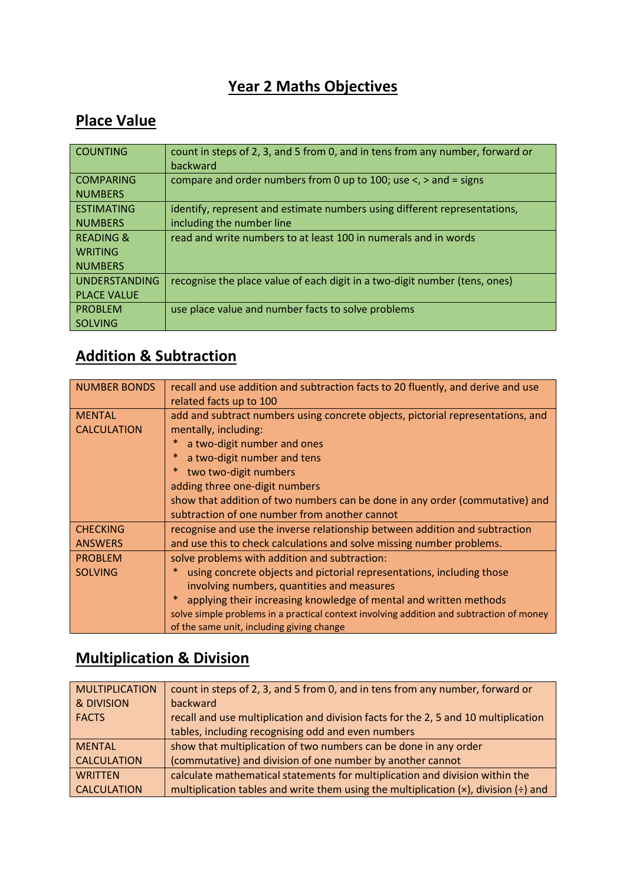# Year 2 Maths Objectives

## Place Value

| | |
|---|---|
| COUNTING | count in steps of 2, 3, and 5 from 0, and in tens from any number, forward or backward |
| COMPARING NUMBERS | compare and order numbers from 0 up to 100; use <, > and = signs |
| ESTIMATING NUMBERS | identify, represent and estimate numbers using different representations, including the number line |
| READING & WRITING NUMBERS | read and write numbers to at least 100 in numerals and in words |
| UNDERSTANDING PLACE VALUE | recognise the place value of each digit in a two-digit number (tens, ones) |
| PROBLEM SOLVING | use place value and number facts to solve problems |

## Addition & Subtraction

| | |
|---|---|
| NUMBER BONDS | recall and use addition and subtraction facts to 20 fluently, and derive and use related facts up to 100 |
| MENTAL CALCULATION | add and subtract numbers using concrete objects, pictorial representations, and mentally, including:<br>* a two-digit number and ones<br>* a two-digit number and tens<br>* two two-digit numbers<br>adding three one-digit numbers<br>show that addition of two numbers can be done in any order (commutative) and subtraction of one number from another cannot |
| CHECKING ANSWERS | recognise and use the inverse relationship between addition and subtraction and use this to check calculations and solve missing number problems. |
| PROBLEM SOLVING | solve problems with addition and subtraction:<br>* using concrete objects and pictorial representations, including those involving numbers, quantities and measures<br>* applying their increasing knowledge of mental and written methods<br>solve simple problems in a practical context involving addition and subtraction of money of the same unit, including giving change |

## Multiplication & Division

| | |
|---|---|
| MULTIPLICATION & DIVISION FACTS | count in steps of 2, 3, and 5 from 0, and in tens from any number, forward or backward<br>recall and use multiplication and division facts for the 2, 5 and 10 multiplication tables, including recognising odd and even numbers |
| MENTAL CALCULATION | show that multiplication of two numbers can be done in any order (commutative) and division of one number by another cannot |
| WRITTEN CALCULATION | calculate mathematical statements for multiplication and division within the multiplication tables and write them using the multiplication (×), division (÷) and |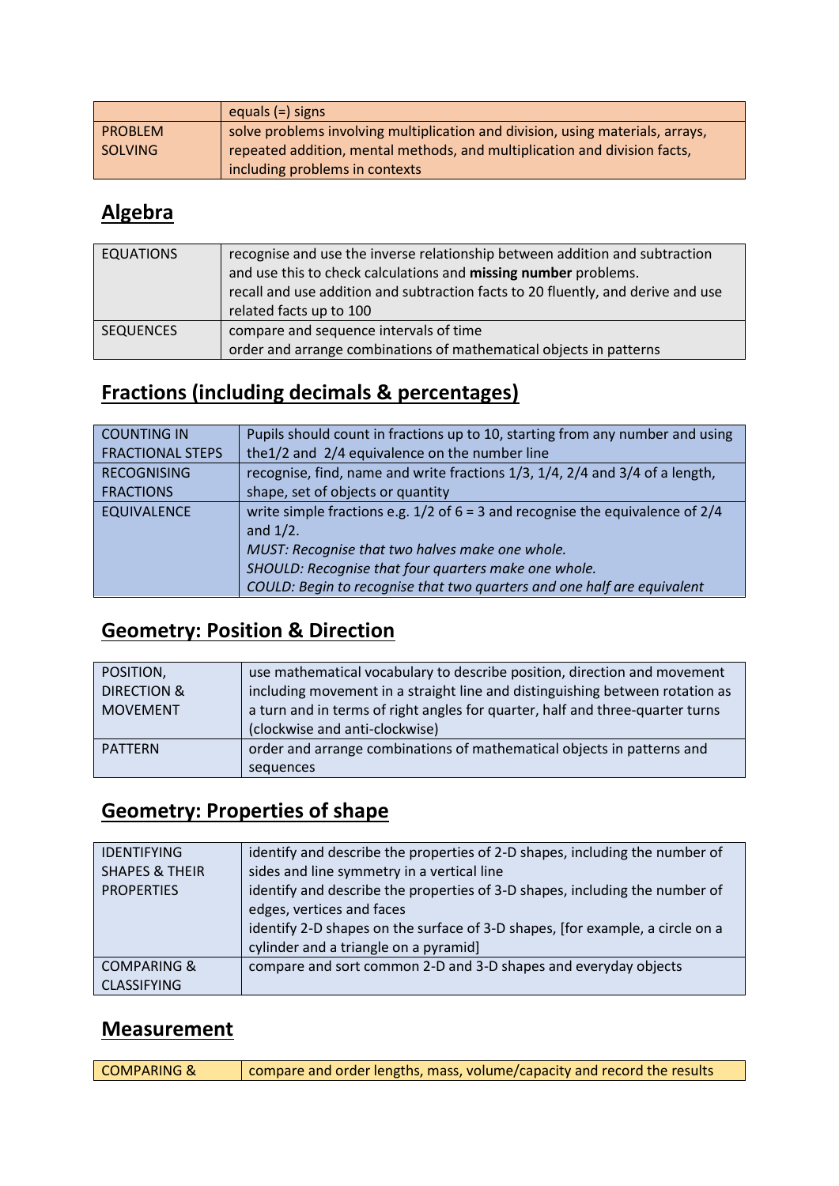| | equals (=) signs |
|---|---|
| PROBLEM SOLVING | solve problems involving multiplication and division, using materials, arrays, repeated addition, mental methods, and multiplication and division facts, including problems in contexts |

## Algebra

| EQUATIONS | recognise and use the inverse relationship between addition and subtraction and use this to check calculations and **missing number** problems.<br>recall and use addition and subtraction facts to 20 fluently, and derive and use related facts up to 100 |
|---|---|
| SEQUENCES | compare and sequence intervals of time<br>order and arrange combinations of mathematical objects in patterns |

## Fractions (including decimals & percentages)

| COUNTING IN FRACTIONAL STEPS | Pupils should count in fractions up to 10, starting from any number and using the1/2 and 2/4 equivalence on the number line |
|---|---|
| RECOGNISING FRACTIONS | recognise, find, name and write fractions 1/3, 1/4, 2/4 and 3/4 of a length, shape, set of objects or quantity |
| EQUIVALENCE | write simple fractions e.g. 1/2 of 6 = 3 and recognise the equivalence of 2/4 and 1/2.<br>*MUST: Recognise that two halves make one whole.*<br>*SHOULD: Recognise that four quarters make one whole.*<br>*COULD: Begin to recognise that two quarters and one half are equivalent* |

## Geometry: Position & Direction

| POSITION, DIRECTION & MOVEMENT | use mathematical vocabulary to describe position, direction and movement including movement in a straight line and distinguishing between rotation as a turn and in terms of right angles for quarter, half and three-quarter turns (clockwise and anti-clockwise) |
|---|---|
| PATTERN | order and arrange combinations of mathematical objects in patterns and sequences |

## Geometry: Properties of shape

| IDENTIFYING SHAPES & THEIR PROPERTIES | identify and describe the properties of 2-D shapes, including the number of sides and line symmetry in a vertical line<br>identify and describe the properties of 3-D shapes, including the number of edges, vertices and faces<br>identify 2-D shapes on the surface of 3-D shapes, [for example, a circle on a cylinder and a triangle on a pyramid] |
|---|---|
| COMPARING & CLASSIFYING | compare and sort common 2-D and 3-D shapes and everyday objects |

## Measurement

| COMPARING & | compare and order lengths, mass, volume/capacity and record the results |
|---|---|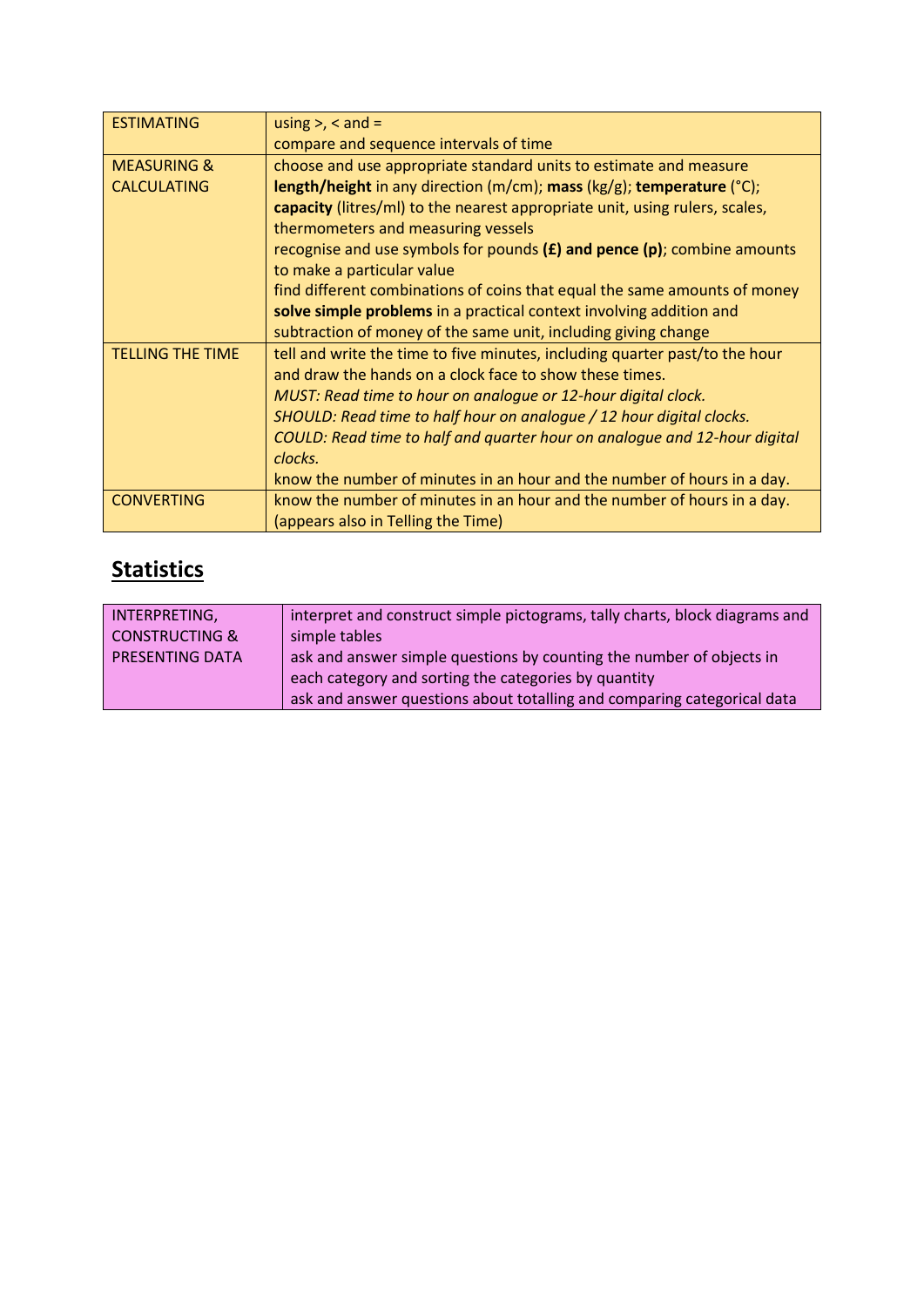| | |
|---|---|
| ESTIMATING | using >, < and =<br>compare and sequence intervals of time |
| MEASURING & CALCULATING | choose and use appropriate standard units to estimate and measure **length/height** in any direction (m/cm); **mass** (kg/g); **temperature** (°C); **capacity** (litres/ml) to the nearest appropriate unit, using rulers, scales, thermometers and measuring vessels<br>recognise and use symbols for pounds **(£) and pence (p)**; combine amounts to make a particular value<br>find different combinations of coins that equal the same amounts of money<br>**solve simple problems** in a practical context involving addition and subtraction of money of the same unit, including giving change |
| TELLING THE TIME | tell and write the time to five minutes, including quarter past/to the hour and draw the hands on a clock face to show these times.<br>*MUST: Read time to hour on analogue or 12-hour digital clock.*<br>*SHOULD: Read time to half hour on analogue / 12 hour digital clocks.*<br>*COULD: Read time to half and quarter hour on analogue and 12-hour digital clocks.*<br>know the number of minutes in an hour and the number of hours in a day. |
| CONVERTING | know the number of minutes in an hour and the number of hours in a day. (appears also in Telling the Time) |

## Statistics

| | |
|---|---|
| INTERPRETING, CONSTRUCTING & PRESENTING DATA | interpret and construct simple pictograms, tally charts, block diagrams and simple tables<br>ask and answer simple questions by counting the number of objects in each category and sorting the categories by quantity<br>ask and answer questions about totalling and comparing categorical data |